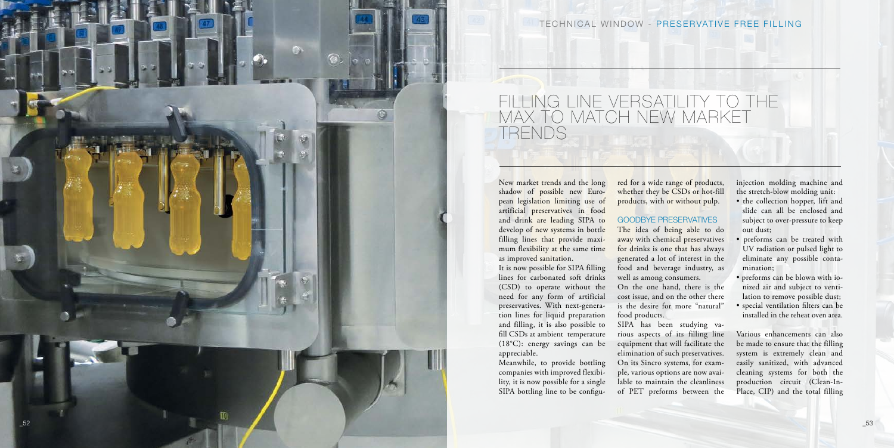TECHNICAL WINDOW - PRESERVATIVE FREE FILLING

# FILLING LINE VERSATILITY TO THE MAX TO MATCH NEW MARKET TRENDS

New market trends and the long shadow of possible new European legislation limiting use of artificial preservatives in food and drink are leading SIPA to develop of new systems in bottle filling lines that provide maximum flexibility at the same time as improved sanitation.

It is now possible for SIPA filling lines for carbonated soft drinks (CSD) to operate without the need for any form of artificial preservatives. With next-generation lines for liquid preparation and filling, it is also possible to fill CSDs at ambient temperature (18°C): energy savings can be appreciable.

Meanwhile, to provide bottling companies with improved flexibility, it is now possible for a single SIPA bottling line to be configured for a wide range of products, whether they be CSDs or hot-fill products, with or without pulp.

## GOODBYE PRESERVATIVES

The idea of being able to do away with chemical preservatives for drinks is one that has always generated a lot of interest in the food and beverage industry, as well as among consumers.

On the one hand, there is the cost issue, and on the other there is the desire for more "natural" food products.

SIPA has been studying various aspects of its filling line equipment that will facilitate the elimination of such preservatives. On its Sincro systems, for example, various options are now available to maintain the cleanliness of PET preforms between the injection molding machine and the stretch-blow molding unit:

- the collection hopper, lift and slide can all be enclosed and subject to over-pressure to keep out dust;
- preforms can be treated with UV radiation or pulsed light to eliminate any possible contamination;
- preforms can be blown with ionized air and subject to ventilation to remove possible dust;
- special ventilation filters can be installed in the reheat oven area.

Various enhancements can also be made to ensure that the filling system is extremely clean and easily sanitized, with advanced cleaning systems for both the production circuit (Clean-In-Place, CIP) and the total filling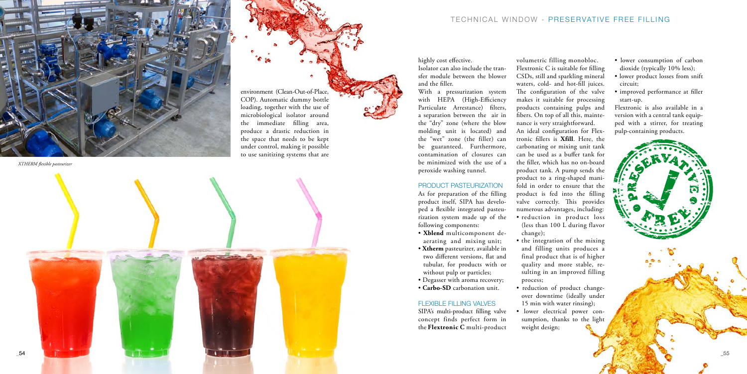environment (Clean-Out-of-Place, COP). Automatic dummy bottle loading, together with the use of microbiological isolator around the immediate filling area, produce a drastic reduction in the space that needs to be kept under control, making it possible to use sanitizing systems that are highly cost effective.

*XTHERM flexible pasteurizer*

Isolator can also include the transfer module between the blower and the filler.

With a pressurization system with HEPA (High-Efficiency Particulate Arrestance) filters, a separation between the air in the "dry" zone (where the blow molding unit is located) and the "wet" zone (the filler) can be guaranteed. Furthermore, contamination of closures can be minimized with the use of a peroxide washing tunnel.

## PRODUCT PASTEURIZATION

As for preparation of the filling product itself, SIPA has developed a flexible integrated pasteurization system made up of the following components:

- **Xblend** multicomponent deaerating and mixing unit;
- **Xtherm** pasteurizer, available in two different versions, flat and tubular, for products with or without pulp or particles;
- Degasser with aroma recovery;
- **Carbo-SD** carbonation unit.

## FLEXIBLE FILLING VALVES

SIPA's multi-product filling valve concept finds perfect form in the **Flextronic C** multi-product volumetric filling monobloc. Flextronic C is suitable for filling CSDs, still and sparkling mineral waters, cold- and hot-fill juices. The configuration of the valve makes it suitable for processing products containing pulps and fibers. On top of all this, maintenance is very straightforward.

An ideal configuration for Flextronic fillers is **Xfill**. Here, the carbonating or mixing unit tank can be used as a buffer tank for the filler, which has no on-board product tank. A pump sends the product to a ring-shaped manifold in order to ensure that the product is fed into the filling valve correctly. This provides numerous advantages, including:

- reduction in product loss (less than 100 L during flavor change);
- the integration of the mixing and filling units produces a final product that is of higher quality and more stable, resulting in an improved filling process;
- reduction of product changeover downtime (ideally under 15 min with water rinsing);
- lower electrical power consumption, thanks to the light weight design;
- lower consumption of carbon dioxide (typically 10% less);
- lower product losses from snift circuit;
- improved performance at filler start-up.

Flextronic is also available in a version with a central tank equipped with a stirrer, for treating pulp-containing products.